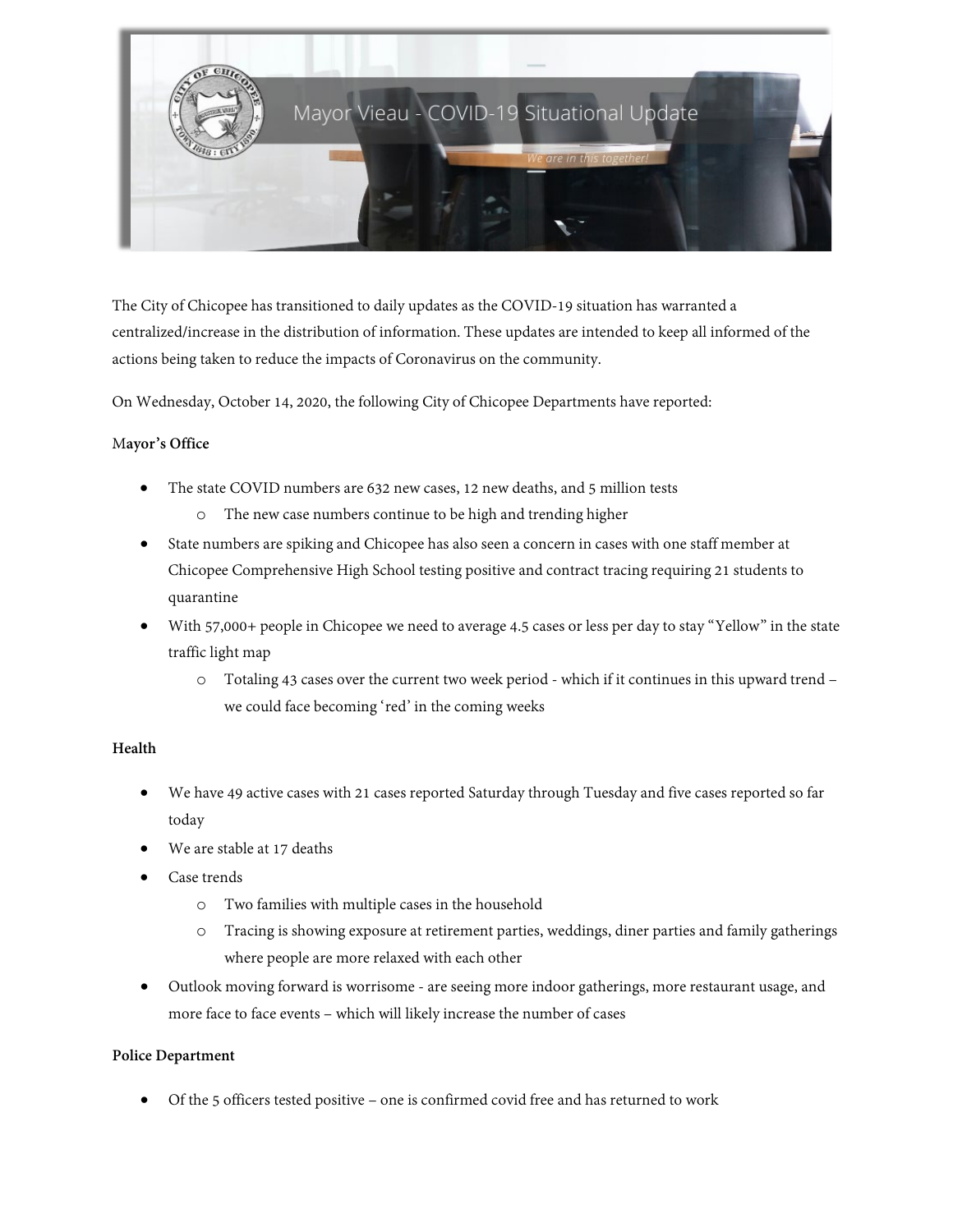# Mayor Vieau - COVID-19 Situational Update

*We are in this together!*

The City of Chicopee has transitioned to daily updates as the COVID-19 situation has warranted a centralized/increase in the distribution of information. These updates are intended to keep all informed of the actions being taken to reduce the impacts of Coronavirus on the community.

On Wednesday, October 14, 2020, the following City of Chicopee Departments have reported:

**Mayor's Office**

- The state COVID numbers are 632 new cases, 12 new deaths, and 5 million tests
  - The new case numbers continue to be high and trending higher
- State numbers are spiking and Chicopee has also seen a concern in cases with one staff member at Chicopee Comprehensive High School testing positive and contract tracing requiring 21 students to quarantine
- With 57,000+ people in Chicopee we need to average 4.5 cases or less per day to stay "Yellow" in the state traffic light map
  - Totaling 43 cases over the current two week period - which if it continues in this upward trend – we could face becoming 'red' in the coming weeks

**Health**

- We have 49 active cases with 21 cases reported Saturday through Tuesday and five cases reported so far today
- We are stable at 17 deaths
- Case trends
  - Two families with multiple cases in the household
  - Tracing is showing exposure at retirement parties, weddings, diner parties and family gatherings where people are more relaxed with each other
- Outlook moving forward is worrisome - are seeing more indoor gatherings, more restaurant usage, and more face to face events – which will likely increase the number of cases

**Police Department**

- Of the 5 officers tested positive – one is confirmed covid free and has returned to work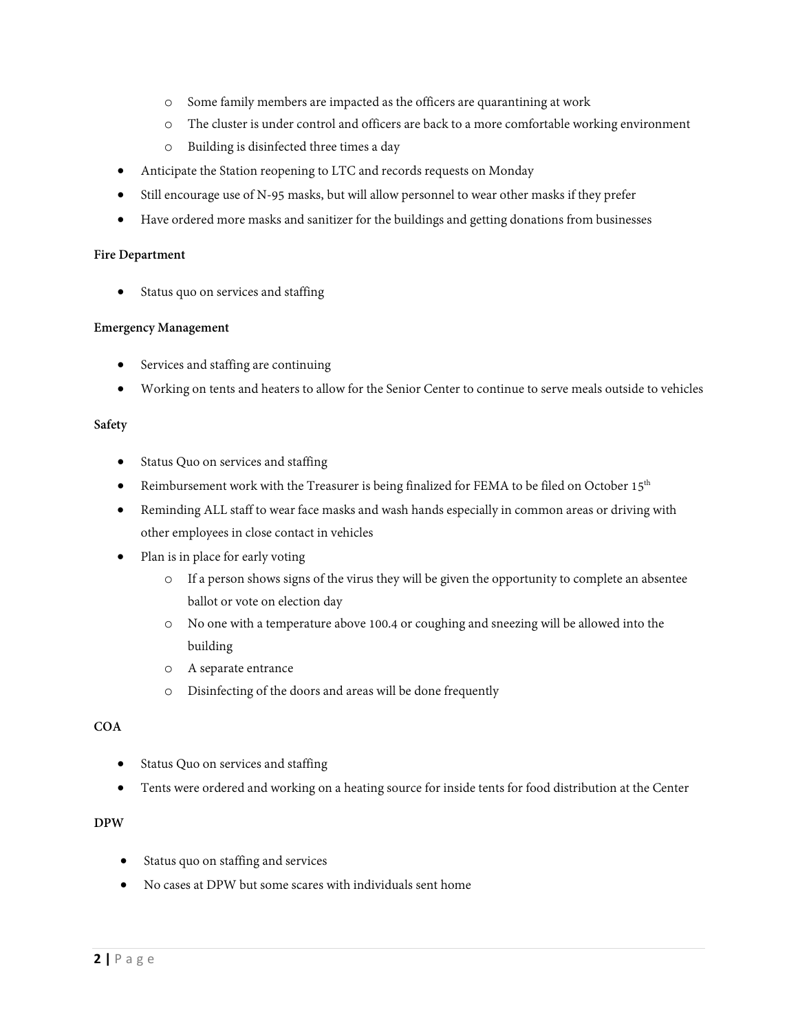- Some family members are impacted as the officers are quarantining at work
  - The cluster is under control and officers are back to a more comfortable working environment
  - Building is disinfected three times a day
- Anticipate the Station reopening to LTC and records requests on Monday
- Still encourage use of N-95 masks, but will allow personnel to wear other masks if they prefer
- Have ordered more masks and sanitizer for the buildings and getting donations from businesses

**Fire Department**

- Status quo on services and staffing

**Emergency Management**

- Services and staffing are continuing
- Working on tents and heaters to allow for the Senior Center to continue to serve meals outside to vehicles

**Safety**

- Status Quo on services and staffing
- Reimbursement work with the Treasurer is being finalized for FEMA to be filed on October 15th
- Reminding ALL staff to wear face masks and wash hands especially in common areas or driving with other employees in close contact in vehicles
- Plan is in place for early voting
  - If a person shows signs of the virus they will be given the opportunity to complete an absentee ballot or vote on election day
  - No one with a temperature above 100.4 or coughing and sneezing will be allowed into the building
  - A separate entrance
  - Disinfecting of the doors and areas will be done frequently

**COA**

- Status Quo on services and staffing
- Tents were ordered and working on a heating source for inside tents for food distribution at the Center

**DPW**

- Status quo on staffing and services
- No cases at DPW but some scares with individuals sent home